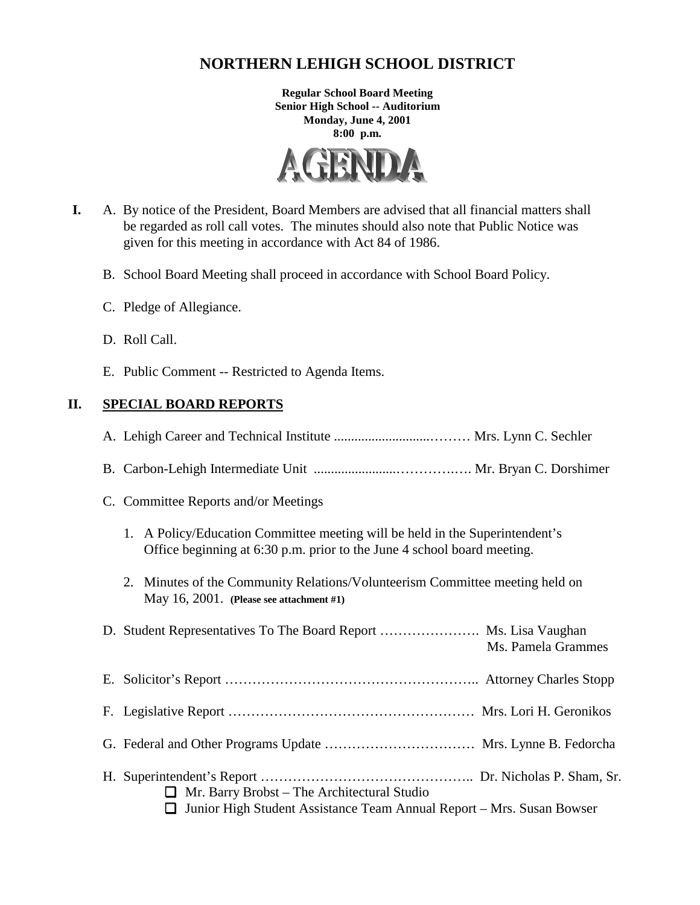# NORTHERN LEHIGH SCHOOL DISTRICT

**Regular School Board Meeting**
**Senior High School -- Auditorium**
**Monday, June 4, 2001**
**8:00 p.m.**

# AGENDA

**I.** A. By notice of the President, Board Members are advised that all financial matters shall be regarded as roll call votes. The minutes should also note that Public Notice was given for this meeting in accordance with Act 84 of 1986.

B. School Board Meeting shall proceed in accordance with School Board Policy.

C. Pledge of Allegiance.

D. Roll Call.

E. Public Comment -- Restricted to Agenda Items.

## II. SPECIAL BOARD REPORTS

A. Lehigh Career and Technical Institute ............................……… Mrs. Lynn C. Sechler

B. Carbon-Lehigh Intermediate Unit ........................…………….…. Mr. Bryan C. Dorshimer

C. Committee Reports and/or Meetings

1. A Policy/Education Committee meeting will be held in the Superintendent's Office beginning at 6:30 p.m. prior to the June 4 school board meeting.

2. Minutes of the Community Relations/Volunteerism Committee meeting held on May 16, 2001. **(Please see attachment #1)**

D. Student Representatives To The Board Report …………………. Ms. Lisa Vaughan
Ms. Pamela Grammes

E. Solicitor's Report ……………………………………………….. Attorney Charles Stopp

F. Legislative Report ……………………………………………… Mrs. Lori H. Geronikos

G. Federal and Other Programs Update …………………………… Mrs. Lynne B. Fedorcha

H. Superintendent's Report ……………………………………….. Dr. Nicholas P. Sham, Sr.

- ☐ Mr. Barry Brobst – The Architectural Studio
- ☐ Junior High Student Assistance Team Annual Report – Mrs. Susan Bowser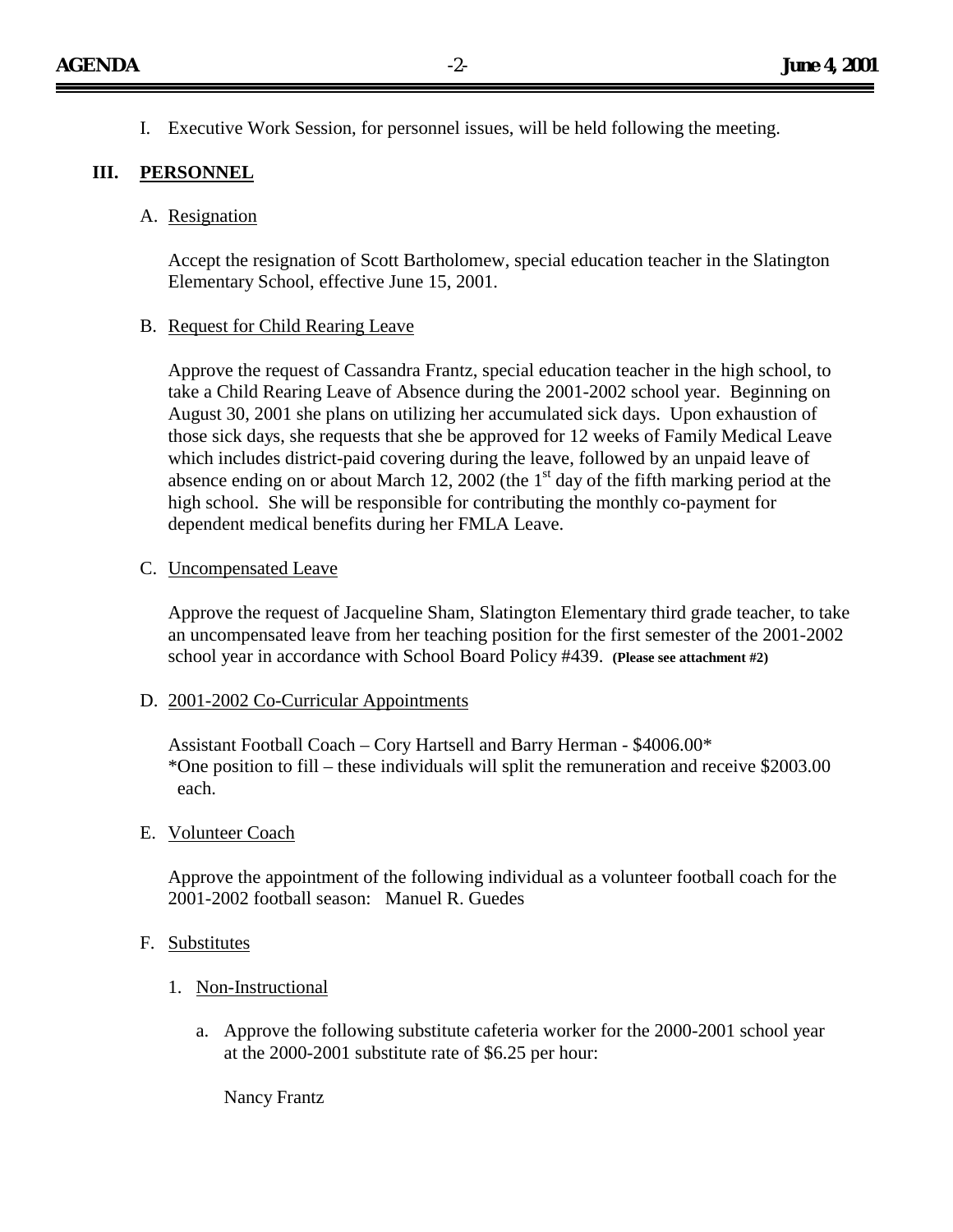I. Executive Work Session, for personnel issues, will be held following the meeting.

## III. PERSONNEL

A. Resignation

Accept the resignation of Scott Bartholomew, special education teacher in the Slatington Elementary School, effective June 15, 2001.

B. Request for Child Rearing Leave

Approve the request of Cassandra Frantz, special education teacher in the high school, to take a Child Rearing Leave of Absence during the 2001-2002 school year. Beginning on August 30, 2001 she plans on utilizing her accumulated sick days. Upon exhaustion of those sick days, she requests that she be approved for 12 weeks of Family Medical Leave which includes district-paid covering during the leave, followed by an unpaid leave of absence ending on or about March 12, 2002 (the 1st day of the fifth marking period at the high school. She will be responsible for contributing the monthly co-payment for dependent medical benefits during her FMLA Leave.

C. Uncompensated Leave

Approve the request of Jacqueline Sham, Slatington Elementary third grade teacher, to take an uncompensated leave from her teaching position for the first semester of the 2001-2002 school year in accordance with School Board Policy #439. **(Please see attachment #2)**

D. 2001-2002 Co-Curricular Appointments

Assistant Football Coach – Cory Hartsell and Barry Herman - $4006.00*
*One position to fill – these individuals will split the remuneration and receive $2003.00 each.

E. Volunteer Coach

Approve the appointment of the following individual as a volunteer football coach for the 2001-2002 football season: Manuel R. Guedes

F. Substitutes

1. Non-Instructional

   a. Approve the following substitute cafeteria worker for the 2000-2001 school year at the 2000-2001 substitute rate of $6.25 per hour:

      Nancy Frantz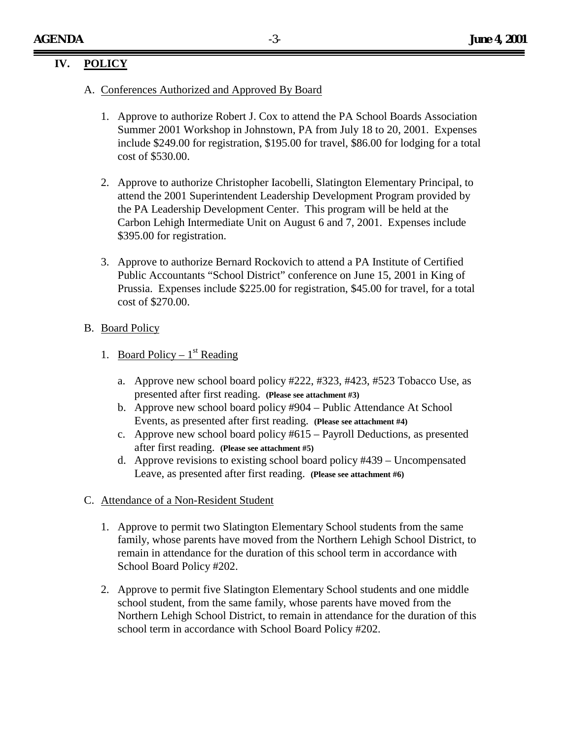## IV. POLICY

A. Conferences Authorized and Approved By Board

1. Approve to authorize Robert J. Cox to attend the PA School Boards Association Summer 2001 Workshop in Johnstown, PA from July 18 to 20, 2001. Expenses include $249.00 for registration, $195.00 for travel, $86.00 for lodging for a total cost of $530.00.

2. Approve to authorize Christopher Iacobelli, Slatington Elementary Principal, to attend the 2001 Superintendent Leadership Development Program provided by the PA Leadership Development Center. This program will be held at the Carbon Lehigh Intermediate Unit on August 6 and 7, 2001. Expenses include $395.00 for registration.

3. Approve to authorize Bernard Rockovich to attend a PA Institute of Certified Public Accountants "School District" conference on June 15, 2001 in King of Prussia. Expenses include $225.00 for registration, $45.00 for travel, for a total cost of $270.00.

B. Board Policy

1. Board Policy – 1st Reading

   a. Approve new school board policy #222, #323, #423, #523 Tobacco Use, as presented after first reading. **(Please see attachment #3)**
   b. Approve new school board policy #904 – Public Attendance At School Events, as presented after first reading. **(Please see attachment #4)**
   c. Approve new school board policy #615 – Payroll Deductions, as presented after first reading. **(Please see attachment #5)**
   d. Approve revisions to existing school board policy #439 – Uncompensated Leave, as presented after first reading. **(Please see attachment #6)**

C. Attendance of a Non-Resident Student

1. Approve to permit two Slatington Elementary School students from the same family, whose parents have moved from the Northern Lehigh School District, to remain in attendance for the duration of this school term in accordance with School Board Policy #202.

2. Approve to permit five Slatington Elementary School students and one middle school student, from the same family, whose parents have moved from the Northern Lehigh School District, to remain in attendance for the duration of this school term in accordance with School Board Policy #202.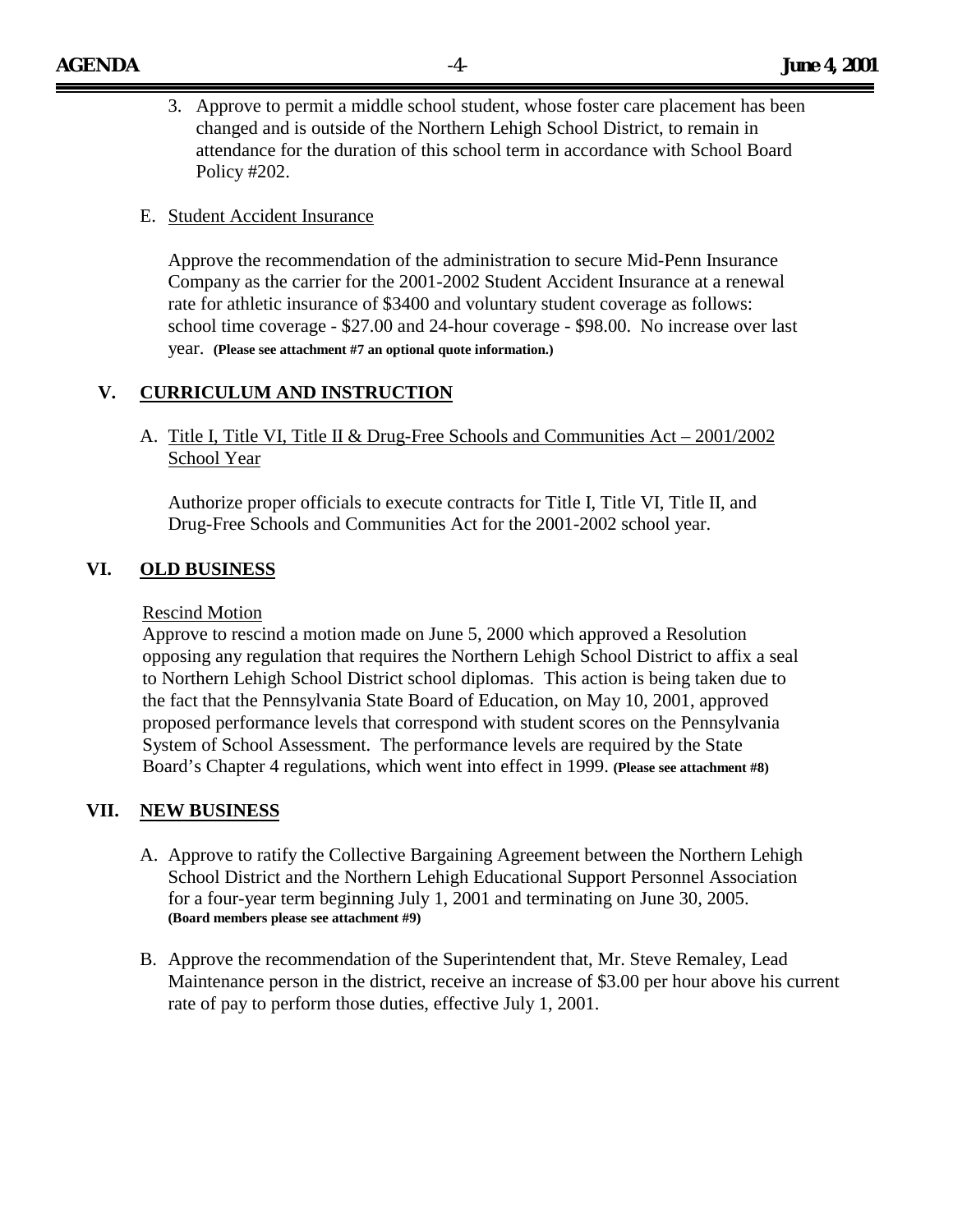3. Approve to permit a middle school student, whose foster care placement has been changed and is outside of the Northern Lehigh School District, to remain in attendance for the duration of this school term in accordance with School Board Policy #202.

E. Student Accident Insurance

Approve the recommendation of the administration to secure Mid-Penn Insurance Company as the carrier for the 2001-2002 Student Accident Insurance at a renewal rate for athletic insurance of $3400 and voluntary student coverage as follows: school time coverage - $27.00 and 24-hour coverage - $98.00. No increase over last year. **(Please see attachment #7 an optional quote information.)**

## V. CURRICULUM AND INSTRUCTION

A. Title I, Title VI, Title II & Drug-Free Schools and Communities Act – 2001/2002 School Year

Authorize proper officials to execute contracts for Title I, Title VI, Title II, and Drug-Free Schools and Communities Act for the 2001-2002 school year.

## VI. OLD BUSINESS

Rescind Motion

Approve to rescind a motion made on June 5, 2000 which approved a Resolution opposing any regulation that requires the Northern Lehigh School District to affix a seal to Northern Lehigh School District school diplomas. This action is being taken due to the fact that the Pennsylvania State Board of Education, on May 10, 2001, approved proposed performance levels that correspond with student scores on the Pennsylvania System of School Assessment. The performance levels are required by the State Board's Chapter 4 regulations, which went into effect in 1999. **(Please see attachment #8)**

## VII. NEW BUSINESS

A. Approve to ratify the Collective Bargaining Agreement between the Northern Lehigh School District and the Northern Lehigh Educational Support Personnel Association for a four-year term beginning July 1, 2001 and terminating on June 30, 2005. **(Board members please see attachment #9)**

B. Approve the recommendation of the Superintendent that, Mr. Steve Remaley, Lead Maintenance person in the district, receive an increase of $3.00 per hour above his current rate of pay to perform those duties, effective July 1, 2001.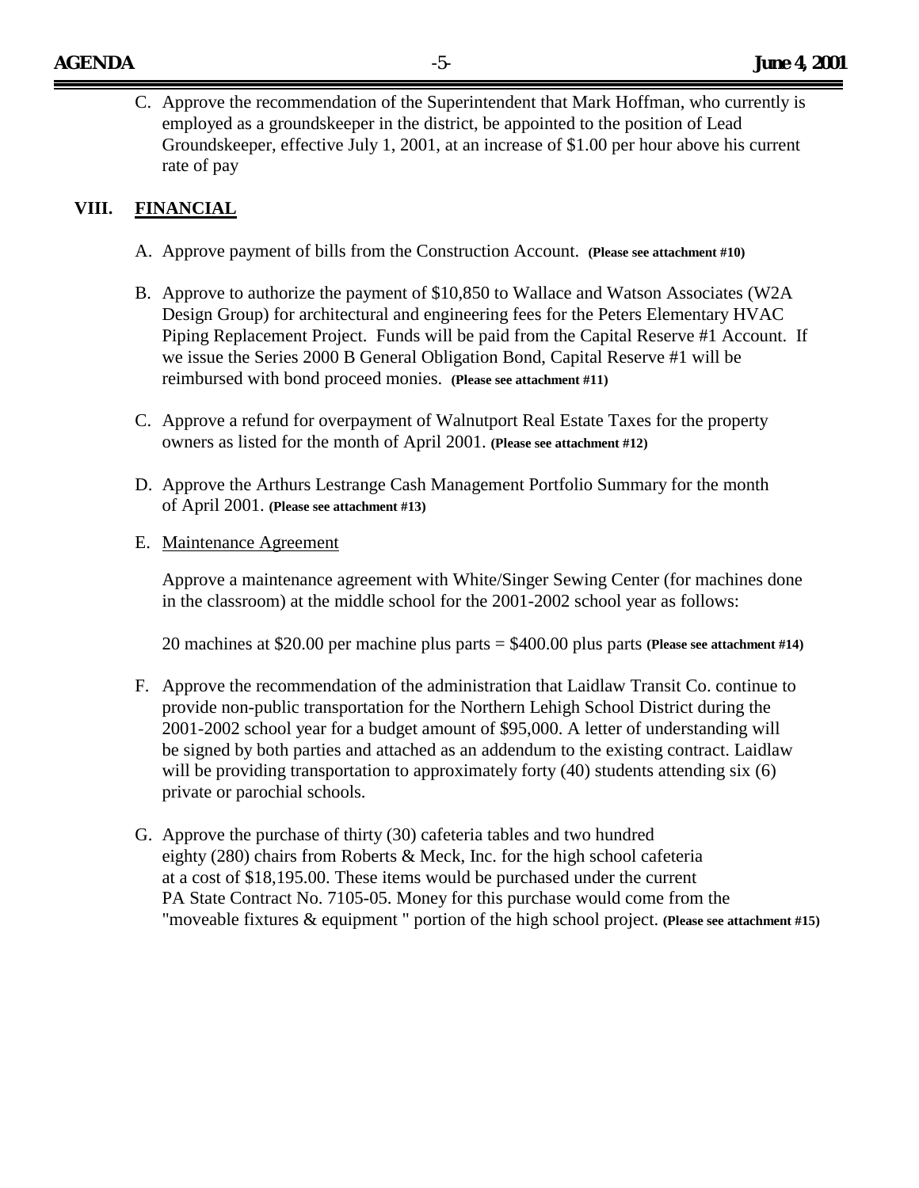C. Approve the recommendation of the Superintendent that Mark Hoffman, who currently is employed as a groundskeeper in the district, be appointed to the position of Lead Groundskeeper, effective July 1, 2001, at an increase of $1.00 per hour above his current rate of pay

## VIII. FINANCIAL

A. Approve payment of bills from the Construction Account. **(Please see attachment #10)**

B. Approve to authorize the payment of $10,850 to Wallace and Watson Associates (W2A Design Group) for architectural and engineering fees for the Peters Elementary HVAC Piping Replacement Project. Funds will be paid from the Capital Reserve #1 Account. If we issue the Series 2000 B General Obligation Bond, Capital Reserve #1 will be reimbursed with bond proceed monies. **(Please see attachment #11)**

C. Approve a refund for overpayment of Walnutport Real Estate Taxes for the property owners as listed for the month of April 2001. **(Please see attachment #12)**

D. Approve the Arthurs Lestrange Cash Management Portfolio Summary for the month of April 2001. **(Please see attachment #13)**

E. Maintenance Agreement

Approve a maintenance agreement with White/Singer Sewing Center (for machines done in the classroom) at the middle school for the 2001-2002 school year as follows:

20 machines at $20.00 per machine plus parts = $400.00 plus parts **(Please see attachment #14)**

F. Approve the recommendation of the administration that Laidlaw Transit Co. continue to provide non-public transportation for the Northern Lehigh School District during the 2001-2002 school year for a budget amount of $95,000. A letter of understanding will be signed by both parties and attached as an addendum to the existing contract. Laidlaw will be providing transportation to approximately forty (40) students attending six (6) private or parochial schools.

G. Approve the purchase of thirty (30) cafeteria tables and two hundred eighty (280) chairs from Roberts & Meck, Inc. for the high school cafeteria at a cost of $18,195.00. These items would be purchased under the current PA State Contract No. 7105-05. Money for this purchase would come from the "moveable fixtures & equipment " portion of the high school project. **(Please see attachment #15)**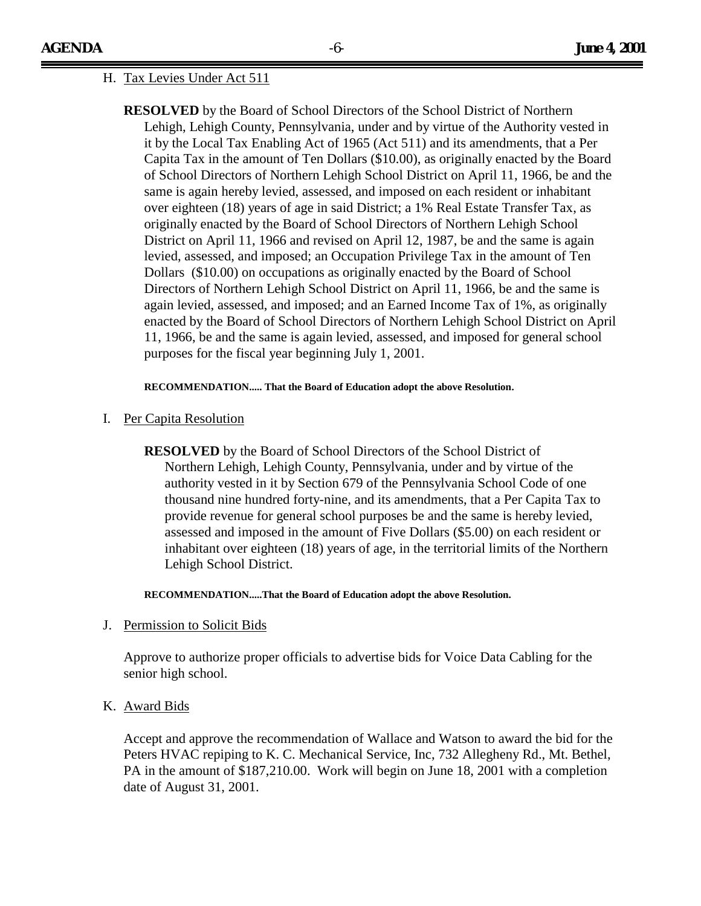H. Tax Levies Under Act 511

**RESOLVED** by the Board of School Directors of the School District of Northern Lehigh, Lehigh County, Pennsylvania, under and by virtue of the Authority vested in it by the Local Tax Enabling Act of 1965 (Act 511) and its amendments, that a Per Capita Tax in the amount of Ten Dollars ($10.00), as originally enacted by the Board of School Directors of Northern Lehigh School District on April 11, 1966, be and the same is again hereby levied, assessed, and imposed on each resident or inhabitant over eighteen (18) years of age in said District; a 1% Real Estate Transfer Tax, as originally enacted by the Board of School Directors of Northern Lehigh School District on April 11, 1966 and revised on April 12, 1987, be and the same is again levied, assessed, and imposed; an Occupation Privilege Tax in the amount of Ten Dollars ($10.00) on occupations as originally enacted by the Board of School Directors of Northern Lehigh School District on April 11, 1966, be and the same is again levied, assessed, and imposed; and an Earned Income Tax of 1%, as originally enacted by the Board of School Directors of Northern Lehigh School District on April 11, 1966, be and the same is again levied, assessed, and imposed for general school purposes for the fiscal year beginning July 1, 2001.

**RECOMMENDATION..... That the Board of Education adopt the above Resolution.**

I. Per Capita Resolution

**RESOLVED** by the Board of School Directors of the School District of Northern Lehigh, Lehigh County, Pennsylvania, under and by virtue of the authority vested in it by Section 679 of the Pennsylvania School Code of one thousand nine hundred forty-nine, and its amendments, that a Per Capita Tax to provide revenue for general school purposes be and the same is hereby levied, assessed and imposed in the amount of Five Dollars ($5.00) on each resident or inhabitant over eighteen (18) years of age, in the territorial limits of the Northern Lehigh School District.

**RECOMMENDATION.....That the Board of Education adopt the above Resolution.**

J. Permission to Solicit Bids

Approve to authorize proper officials to advertise bids for Voice Data Cabling for the senior high school.

K. Award Bids

Accept and approve the recommendation of Wallace and Watson to award the bid for the Peters HVAC repiping to K. C. Mechanical Service, Inc, 732 Allegheny Rd., Mt. Bethel, PA in the amount of $187,210.00. Work will begin on June 18, 2001 with a completion date of August 31, 2001.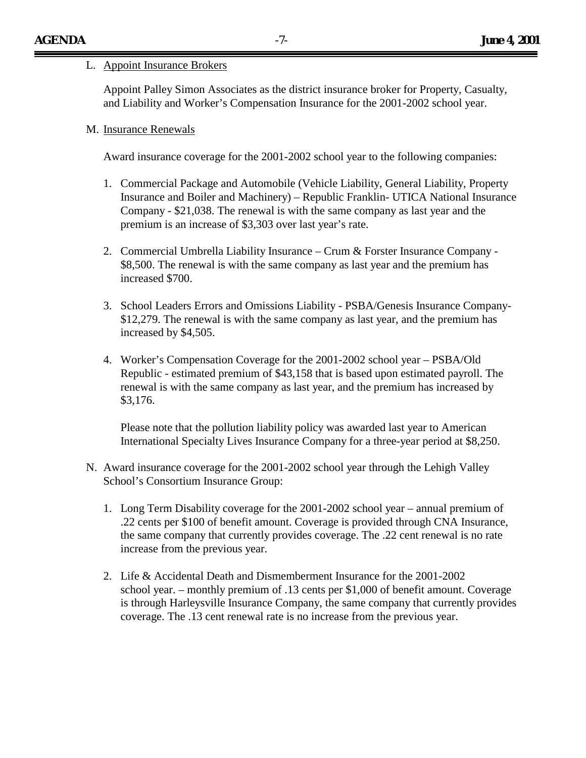L. <u>Appoint Insurance Brokers</u>

Appoint Palley Simon Associates as the district insurance broker for Property, Casualty, and Liability and Worker's Compensation Insurance for the 2001-2002 school year.

M. <u>Insurance Renewals</u>

Award insurance coverage for the 2001-2002 school year to the following companies:

1. Commercial Package and Automobile (Vehicle Liability, General Liability, Property Insurance and Boiler and Machinery) – Republic Franklin- UTICA National Insurance Company - $21,038. The renewal is with the same company as last year and the premium is an increase of $3,303 over last year's rate.

2. Commercial Umbrella Liability Insurance – Crum & Forster Insurance Company - $8,500. The renewal is with the same company as last year and the premium has increased $700.

3. School Leaders Errors and Omissions Liability - PSBA/Genesis Insurance Company- $12,279. The renewal is with the same company as last year, and the premium has increased by $4,505.

4. Worker's Compensation Coverage for the 2001-2002 school year – PSBA/Old Republic - estimated premium of $43,158 that is based upon estimated payroll. The renewal is with the same company as last year, and the premium has increased by $3,176.

   Please note that the pollution liability policy was awarded last year to American International Specialty Lives Insurance Company for a three-year period at $8,250.

N. Award insurance coverage for the 2001-2002 school year through the Lehigh Valley School's Consortium Insurance Group:

1. Long Term Disability coverage for the 2001-2002 school year – annual premium of .22 cents per $100 of benefit amount. Coverage is provided through CNA Insurance, the same company that currently provides coverage. The .22 cent renewal is no rate increase from the previous year.

2. Life & Accidental Death and Dismemberment Insurance for the 2001-2002 school year. – monthly premium of .13 cents per $1,000 of benefit amount. Coverage is through Harleysville Insurance Company, the same company that currently provides coverage. The .13 cent renewal rate is no increase from the previous year.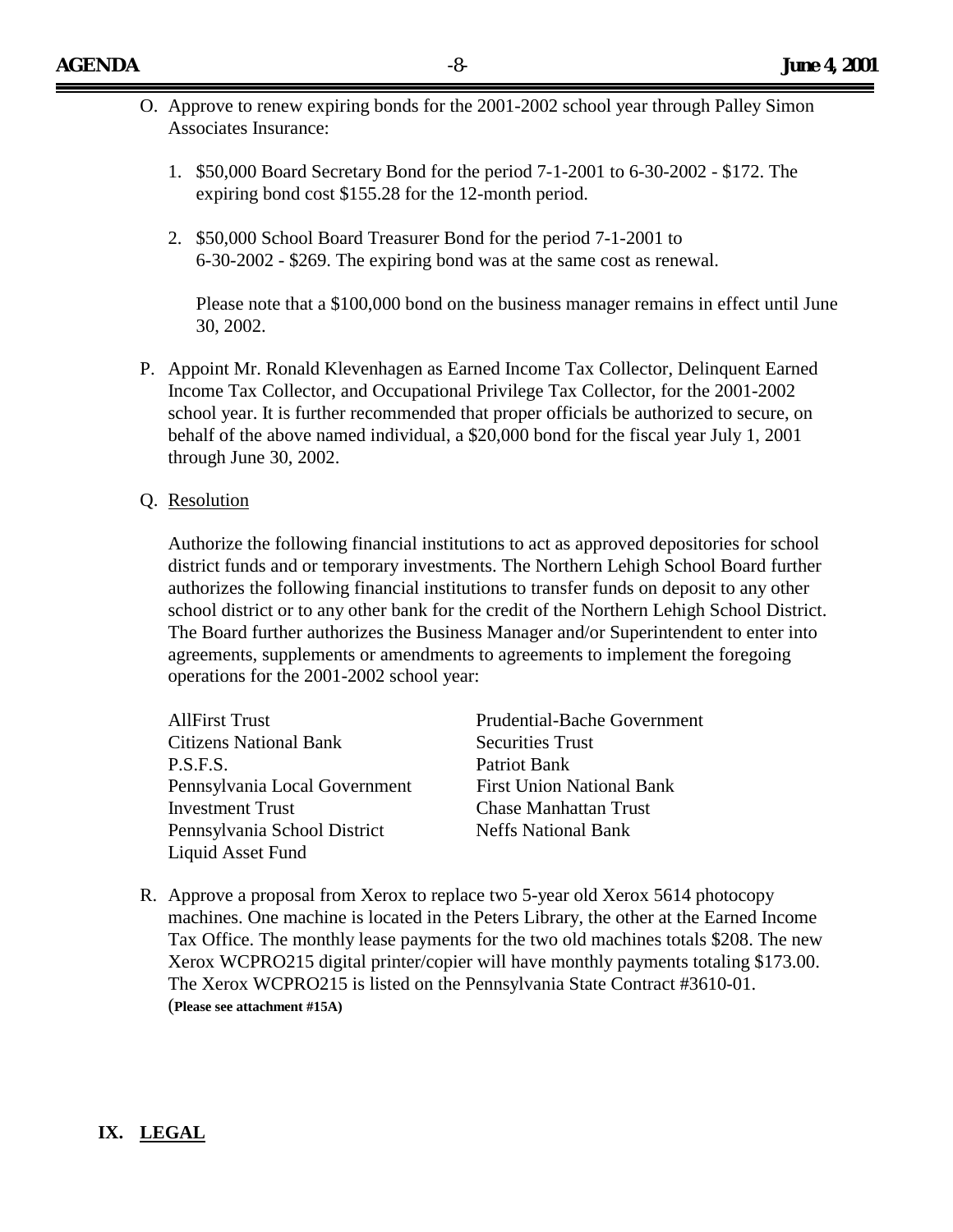O. Approve to renew expiring bonds for the 2001-2002 school year through Palley Simon Associates Insurance:

   1. $50,000 Board Secretary Bond for the period 7-1-2001 to 6-30-2002 - $172. The expiring bond cost $155.28 for the 12-month period.

   2. $50,000 School Board Treasurer Bond for the period 7-1-2001 to 6-30-2002 - $269. The expiring bond was at the same cost as renewal.

   Please note that a $100,000 bond on the business manager remains in effect until June 30, 2002.

P. Appoint Mr. Ronald Klevenhagen as Earned Income Tax Collector, Delinquent Earned Income Tax Collector, and Occupational Privilege Tax Collector, for the 2001-2002 school year. It is further recommended that proper officials be authorized to secure, on behalf of the above named individual, a $20,000 bond for the fiscal year July 1, 2001 through June 30, 2002.

Q. Resolution

   Authorize the following financial institutions to act as approved depositories for school district funds and or temporary investments. The Northern Lehigh School Board further authorizes the following financial institutions to transfer funds on deposit to any other school district or to any other bank for the credit of the Northern Lehigh School District. The Board further authorizes the Business Manager and/or Superintendent to enter into agreements, supplements or amendments to agreements to implement the foregoing operations for the 2001-2002 school year:

   AllFirst Trust
   Citizens National Bank
   P.S.F.S.
   Pennsylvania Local Government Investment Trust
   Pennsylvania School District Liquid Asset Fund
   Prudential-Bache Government Securities Trust
   Patriot Bank
   First Union National Bank
   Chase Manhattan Trust
   Neffs National Bank

R. Approve a proposal from Xerox to replace two 5-year old Xerox 5614 photocopy machines. One machine is located in the Peters Library, the other at the Earned Income Tax Office. The monthly lease payments for the two old machines totals $208. The new Xerox WCPRO215 digital printer/copier will have monthly payments totaling $173.00. The Xerox WCPRO215 is listed on the Pennsylvania State Contract #3610-01. (**Please see attachment #15A)**

## IX. LEGAL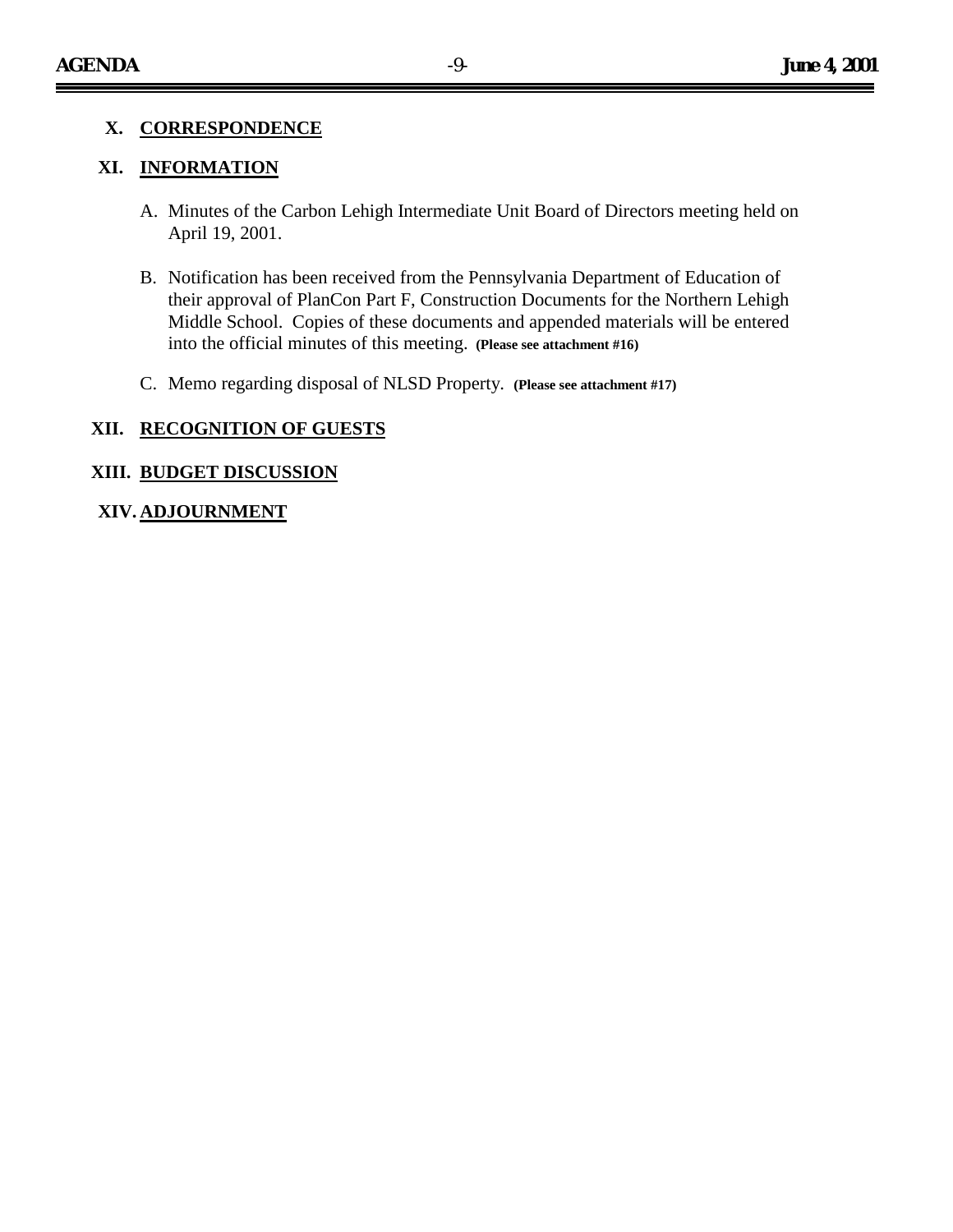## X. CORRESPONDENCE

## XI. INFORMATION

A. Minutes of the Carbon Lehigh Intermediate Unit Board of Directors meeting held on April 19, 2001.

B. Notification has been received from the Pennsylvania Department of Education of their approval of PlanCon Part F, Construction Documents for the Northern Lehigh Middle School. Copies of these documents and appended materials will be entered into the official minutes of this meeting. **(Please see attachment #16)**

C. Memo regarding disposal of NLSD Property. **(Please see attachment #17)**

## XII. RECOGNITION OF GUESTS

## XIII. BUDGET DISCUSSION

## XIV. ADJOURNMENT